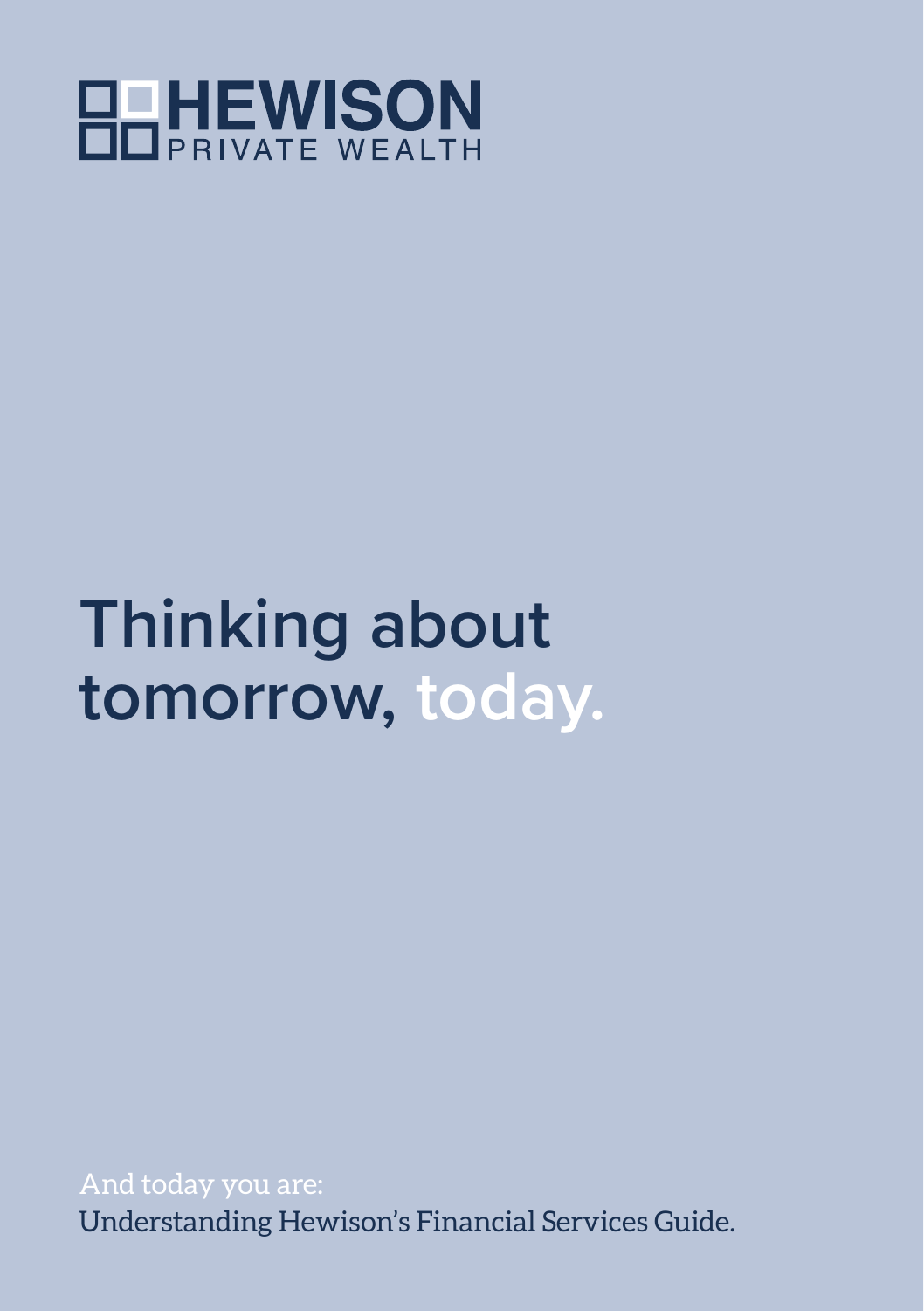HEWISON
PRIVATE WEALTH

# Thinking about tomorrow, today.

And today you are:
Understanding Hewison's Financial Services Guide.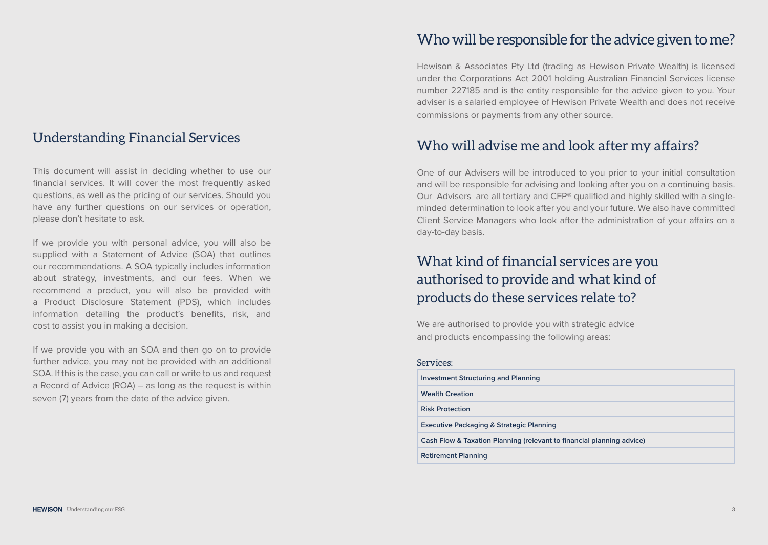## Understanding Financial Services

This document will assist in deciding whether to use our financial services. It will cover the most frequently asked questions, as well as the pricing of our services. Should you have any further questions on our services or operation, please don't hesitate to ask.

If we provide you with personal advice, you will also be supplied with a Statement of Advice (SOA) that outlines our recommendations. A SOA typically includes information about strategy, investments, and our fees. When we recommend a product, you will also be provided with a Product Disclosure Statement (PDS), which includes information detailing the product's benefits, risk, and cost to assist you in making a decision.

If we provide you with an SOA and then go on to provide further advice, you may not be provided with an additional SOA. If this is the case, you can call or write to us and request a Record of Advice (ROA) – as long as the request is within seven (7) years from the date of the advice given.

## Who will be responsible for the advice given to me?

Hewison & Associates Pty Ltd (trading as Hewison Private Wealth) is licensed under the Corporations Act 2001 holding Australian Financial Services license number 227185 and is the entity responsible for the advice given to you. Your adviser is a salaried employee of Hewison Private Wealth and does not receive commissions or payments from any other source.

## Who will advise me and look after my affairs?

One of our Advisers will be introduced to you prior to your initial consultation and will be responsible for advising and looking after you on a continuing basis. Our Advisers are all tertiary and CFP® qualified and highly skilled with a single-minded determination to look after you and your future. We also have committed Client Service Managers who look after the administration of your affairs on a day-to-day basis.

## What kind of financial services are you authorised to provide and what kind of products do these services relate to?

We are authorised to provide you with strategic advice and products encompassing the following areas:

| Services: |
|---|
| **Investment Structuring and Planning** |
| **Wealth Creation** |
| **Risk Protection** |
| **Executive Packaging & Strategic Planning** |
| **Cash Flow & Taxation Planning (relevant to financial planning advice)** |
| **Retirement Planning** |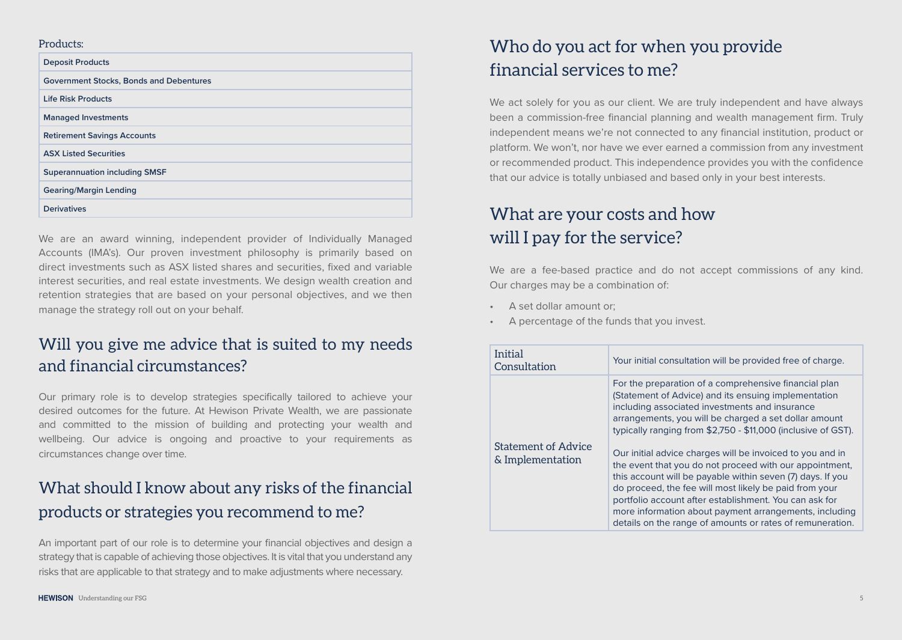Products:

| Deposit Products |
| --- |
| Government Stocks, Bonds and Debentures |
| Life Risk Products |
| Managed Investments |
| Retirement Savings Accounts |
| ASX Listed Securities |
| Superannuation including SMSF |
| Gearing/Margin Lending |
| Derivatives |

We are an award winning, independent provider of Individually Managed Accounts (IMA's). Our proven investment philosophy is primarily based on direct investments such as ASX listed shares and securities, fixed and variable interest securities, and real estate investments. We design wealth creation and retention strategies that are based on your personal objectives, and we then manage the strategy roll out on your behalf.

## Will you give me advice that is suited to my needs and financial circumstances?

Our primary role is to develop strategies specifically tailored to achieve your desired outcomes for the future. At Hewison Private Wealth, we are passionate and committed to the mission of building and protecting your wealth and wellbeing. Our advice is ongoing and proactive to your requirements as circumstances change over time.

## What should I know about any risks of the financial products or strategies you recommend to me?

An important part of our role is to determine your financial objectives and design a strategy that is capable of achieving those objectives. It is vital that you understand any risks that are applicable to that strategy and to make adjustments where necessary.

## Who do you act for when you provide financial services to me?

We act solely for you as our client. We are truly independent and have always been a commission-free financial planning and wealth management firm. Truly independent means we're not connected to any financial institution, product or platform. We won't, nor have we ever earned a commission from any investment or recommended product. This independence provides you with the confidence that our advice is totally unbiased and based only in your best interests.

## What are your costs and how will I pay for the service?

We are a fee-based practice and do not accept commissions of any kind. Our charges may be a combination of:

- A set dollar amount or;
- A percentage of the funds that you invest.

| Initial Consultation | Your initial consultation will be provided free of charge. |
| --- | --- |
| Statement of Advice & Implementation | For the preparation of a comprehensive financial plan (Statement of Advice) and its ensuing implementation including associated investments and insurance arrangements, you will be charged a set dollar amount typically ranging from $2,750 - $11,000 (inclusive of GST).<br><br>Our initial advice charges will be invoiced to you and in the event that you do not proceed with our appointment, this account will be payable within seven (7) days. If you do proceed, the fee will most likely be paid from your portfolio account after establishment. You can ask for more information about payment arrangements, including details on the range of amounts or rates of remuneration. |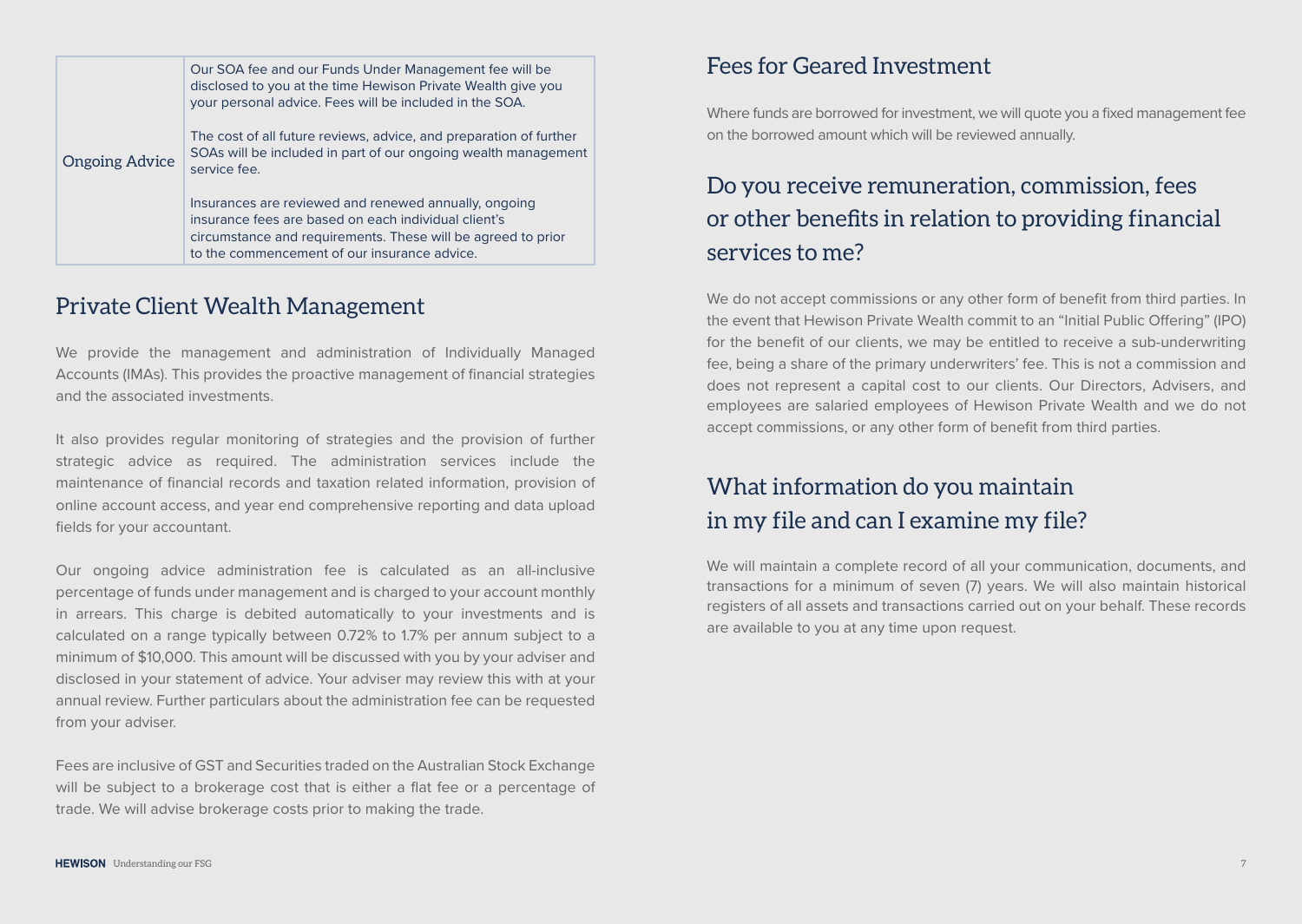| Ongoing Advice | Our SOA fee and our Funds Under Management fee will be disclosed to you at the time Hewison Private Wealth give you your personal advice. Fees will be included in the SOA.<br><br>The cost of all future reviews, advice, and preparation of further SOAs will be included in part of our ongoing wealth management service fee.<br><br>Insurances are reviewed and renewed annually, ongoing insurance fees are based on each individual client's circumstance and requirements. These will be agreed to prior to the commencement of our insurance advice. |
|---|---|

## Private Client Wealth Management

We provide the management and administration of Individually Managed Accounts (IMAs). This provides the proactive management of financial strategies and the associated investments.

It also provides regular monitoring of strategies and the provision of further strategic advice as required. The administration services include the maintenance of financial records and taxation related information, provision of online account access, and year end comprehensive reporting and data upload fields for your accountant.

Our ongoing advice administration fee is calculated as an all-inclusive percentage of funds under management and is charged to your account monthly in arrears. This charge is debited automatically to your investments and is calculated on a range typically between 0.72% to 1.7% per annum subject to a minimum of $10,000. This amount will be discussed with you by your adviser and disclosed in your statement of advice. Your adviser may review this with at your annual review. Further particulars about the administration fee can be requested from your adviser.

Fees are inclusive of GST and Securities traded on the Australian Stock Exchange will be subject to a brokerage cost that is either a flat fee or a percentage of trade. We will advise brokerage costs prior to making the trade.

## Fees for Geared Investment

Where funds are borrowed for investment, we will quote you a fixed management fee on the borrowed amount which will be reviewed annually.

## Do you receive remuneration, commission, fees or other benefits in relation to providing financial services to me?

We do not accept commissions or any other form of benefit from third parties. In the event that Hewison Private Wealth commit to an "Initial Public Offering" (IPO) for the benefit of our clients, we may be entitled to receive a sub-underwriting fee, being a share of the primary underwriters' fee. This is not a commission and does not represent a capital cost to our clients. Our Directors, Advisers, and employees are salaried employees of Hewison Private Wealth and we do not accept commissions, or any other form of benefit from third parties.

## What information do you maintain in my file and can I examine my file?

We will maintain a complete record of all your communication, documents, and transactions for a minimum of seven (7) years. We will also maintain historical registers of all assets and transactions carried out on your behalf. These records are available to you at any time upon request.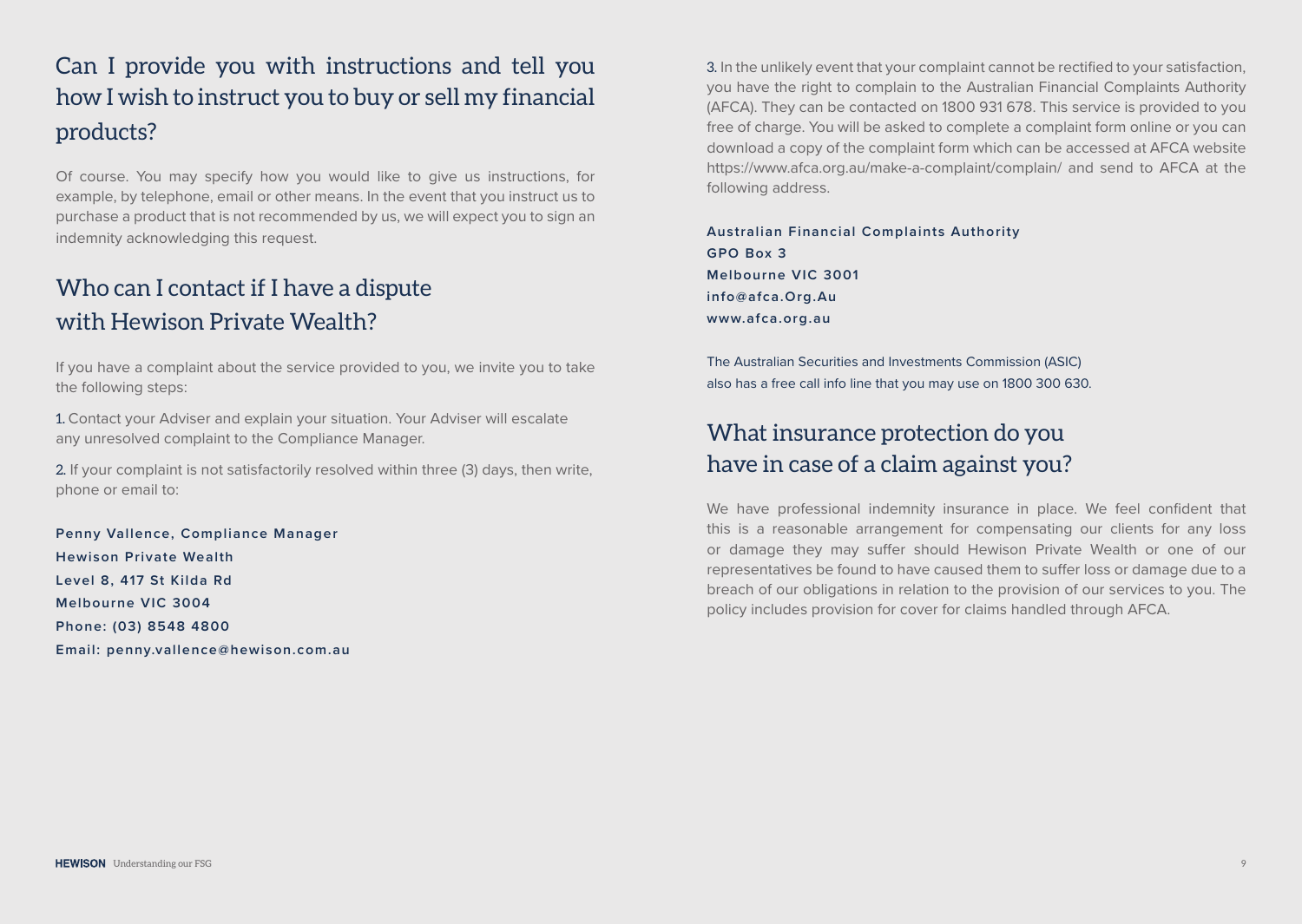## Can I provide you with instructions and tell you how I wish to instruct you to buy or sell my financial products?

Of course. You may specify how you would like to give us instructions, for example, by telephone, email or other means. In the event that you instruct us to purchase a product that is not recommended by us, we will expect you to sign an indemnity acknowledging this request.

## Who can I contact if I have a dispute with Hewison Private Wealth?

If you have a complaint about the service provided to you, we invite you to take the following steps:

1. Contact your Adviser and explain your situation. Your Adviser will escalate any unresolved complaint to the Compliance Manager.

2. If your complaint is not satisfactorily resolved within three (3) days, then write, phone or email to:

**Penny Vallence, Compliance Manager**
**Hewison Private Wealth**
**Level 8, 417 St Kilda Rd**
**Melbourne VIC 3004**
**Phone: (03) 8548 4800**
**Email: penny.vallence@hewison.com.au**

3. In the unlikely event that your complaint cannot be rectified to your satisfaction, you have the right to complain to the Australian Financial Complaints Authority (AFCA). They can be contacted on 1800 931 678. This service is provided to you free of charge. You will be asked to complete a complaint form online or you can download a copy of the complaint form which can be accessed at AFCA website https://www.afca.org.au/make-a-complaint/complain/ and send to AFCA at the following address.

**Australian Financial Complaints Authority**
**GPO Box 3**
**Melbourne VIC 3001**
**info@afca.Org.Au**
**www.afca.org.au**

The Australian Securities and Investments Commission (ASIC) also has a free call info line that you may use on 1800 300 630.

## What insurance protection do you have in case of a claim against you?

We have professional indemnity insurance in place. We feel confident that this is a reasonable arrangement for compensating our clients for any loss or damage they may suffer should Hewison Private Wealth or one of our representatives be found to have caused them to suffer loss or damage due to a breach of our obligations in relation to the provision of our services to you. The policy includes provision for cover for claims handled through AFCA.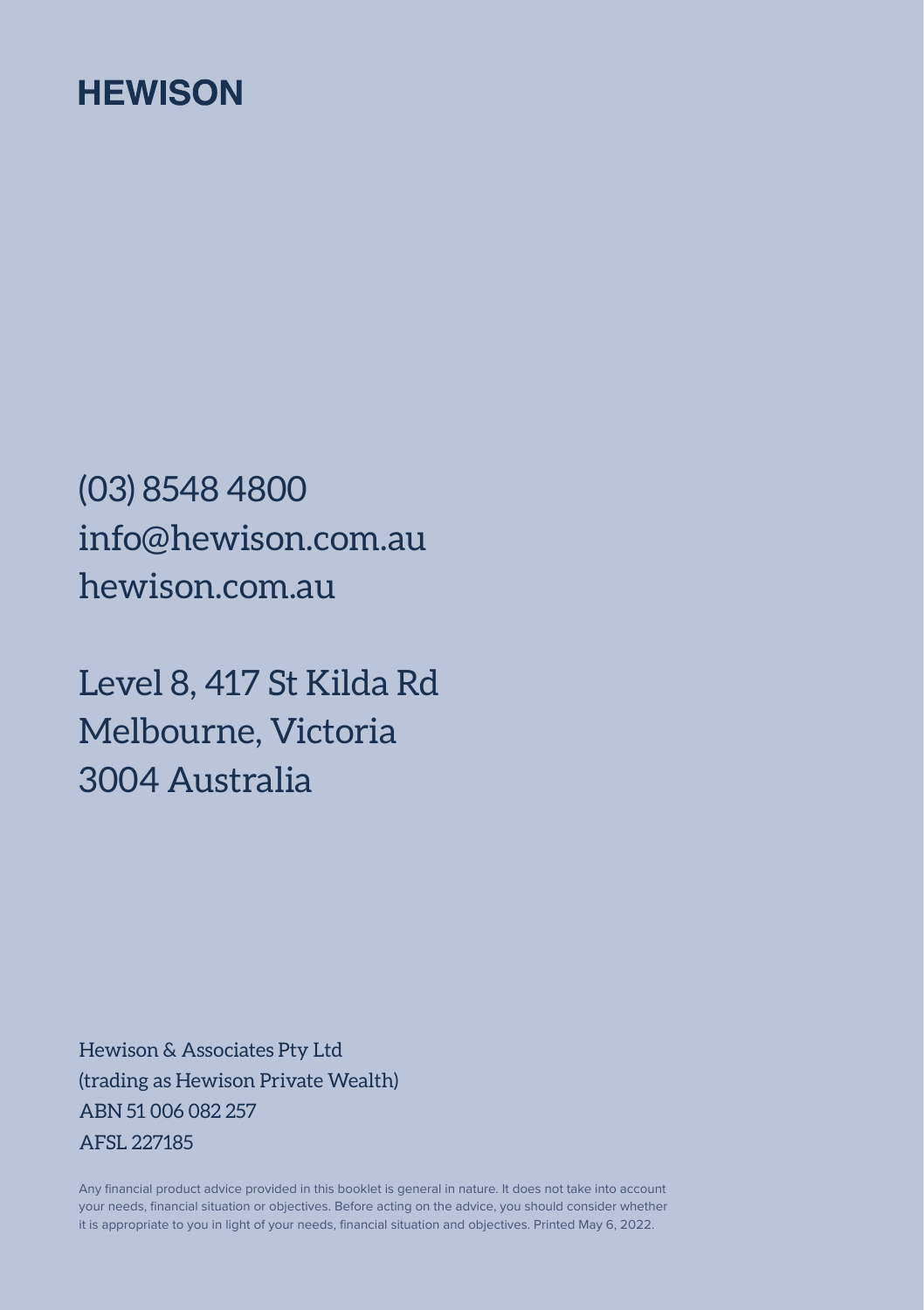# HEWISON

(03) 8548 4800
info@hewison.com.au
hewison.com.au

Level 8, 417 St Kilda Rd
Melbourne, Victoria
3004 Australia

Hewison & Associates Pty Ltd
(trading as Hewison Private Wealth)
ABN 51 006 082 257
AFSL 227185

Any financial product advice provided in this booklet is general in nature. It does not take into account your needs, financial situation or objectives. Before acting on the advice, you should consider whether it is appropriate to you in light of your needs, financial situation and objectives. Printed May 6, 2022.